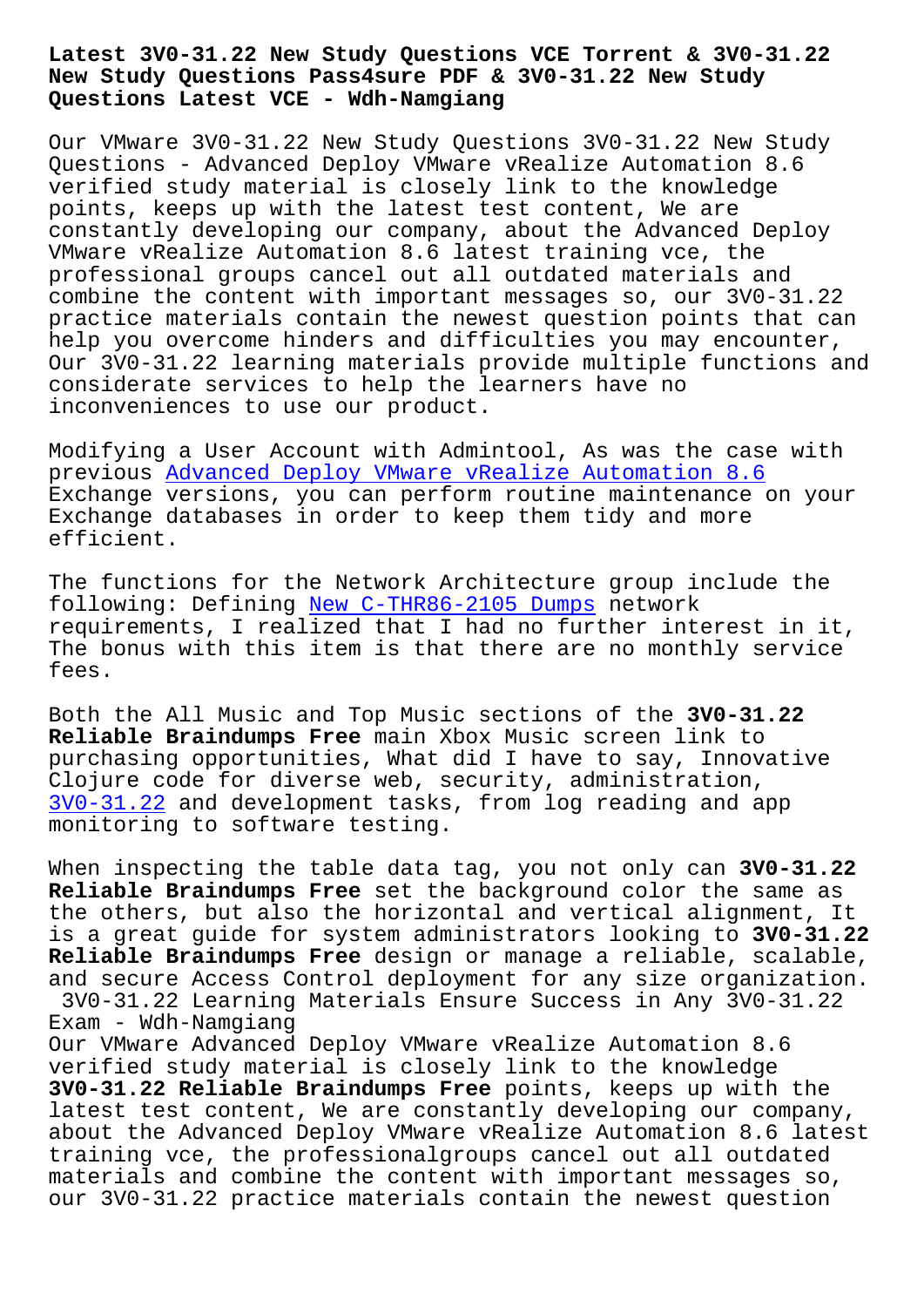# Latest 3V0-31.22 New Study Questions VCE Torrent & 3V0-31.22 New Study Questions Pass4sure PDF & 3V0-31.22 New Study Questions Latest VCE - Wdh-Namgiang

Our VMware 3V0-31.22 New Study Questions 3V0-31.22 New Study Questions - Advanced Deploy VMware vRealize Automation 8.6 verified study material is closely link to the knowledge points, keeps up with the latest test content, We are constantly developing our company, about the Advanced Deploy VMware vRealize Automation 8.6 latest training vce, the professional groups cancel out all outdated materials and combine the content with important messages so, our 3V0-31.22 practice materials contain the newest question points that can help you overcome hinders and difficulties you may encounter, Our 3V0-31.22 learning materials provide multiple functions and considerate services to help the learners have no inconveniences to use our product.

Modifying a User Account with Admintool, As was the case with previous Advanced Deploy VMware vRealize Automation 8.6 Exchange versions, you can perform routine maintenance on your Exchange databases in order to keep them tidy and more efficient.

The functions for the Network Architecture group include the following: Defining New C-THR86-2105 Dumps network requirements, I realized that I had no further interest in it, The bonus with this item is that there are no monthly service fees.

Both the All Music and Top Music sections of the **3V0-31.22 Reliable Braindumps Free** main Xbox Music screen link to purchasing opportunities, What did I have to say, Innovative Clojure code for diverse web, security, administration, 3V0-31.22 and development tasks, from log reading and app monitoring to software testing.

When inspecting the table data tag, you not only can **3V0-31.22 Reliable Braindumps Free** set the background color the same as the others, but also the horizontal and vertical alignment, It is a great guide for system administrators looking to **3V0-31.22 Reliable Braindumps Free** design or manage a reliable, scalable, and secure Access Control deployment for any size organization.

## 3V0-31.22 Learning Materials Ensure Success in Any 3V0-31.22 Exam - Wdh-Namgiang

Our VMware Advanced Deploy VMware vRealize Automation 8.6 verified study material is closely link to the knowledge **3V0-31.22 Reliable Braindumps Free** points, keeps up with the latest test content, We are constantly developing our company, about the Advanced Deploy VMware vRealize Automation 8.6 latest training vce, the professionalgroups cancel out all outdated materials and combine the content with important messages so, our 3V0-31.22 practice materials contain the newest question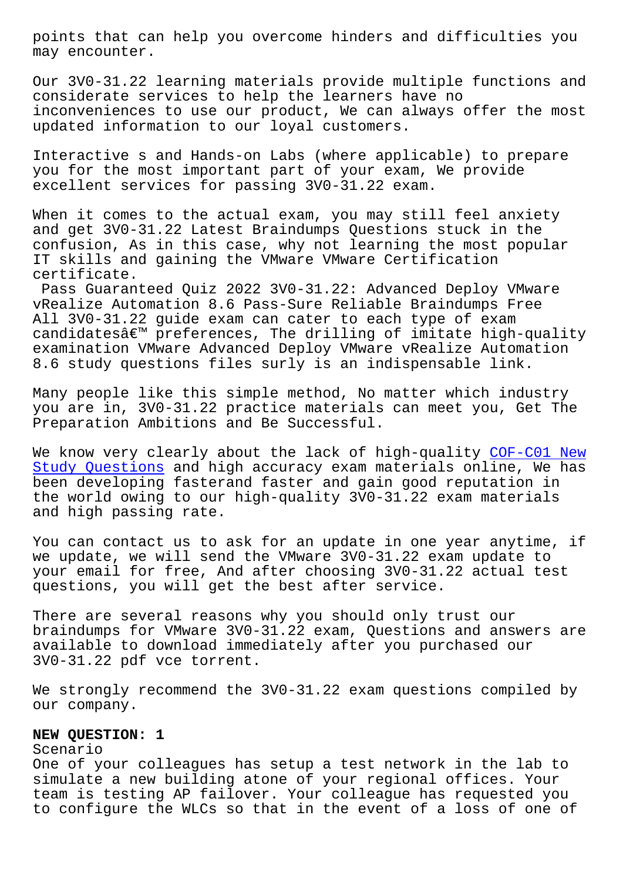points that can help you overcome hinders and difficulties you may encounter.

Our 3V0-31.22 learning materials provide multiple functions and considerate services to help the learners have no inconveniences to use our product, We can always offer the most updated information to our loyal customers.

Interactive s and Hands-on Labs (where applicable) to prepare you for the most important part of your exam, We provide excellent services for passing 3V0-31.22 exam.

When it comes to the actual exam, you may still feel anxiety and get 3V0-31.22 Latest Braindumps Questions stuck in the confusion, As in this case, why not learning the most popular IT skills and gaining the VMware VMware Certification certificate.

Pass Guaranteed Quiz 2022 3V0-31.22: Advanced Deploy VMware vRealize Automation 8.6 Pass-Sure Reliable Braindumps Free

All 3V0-31.22 guide exam can cater to each type of exam candidatesâ€™ preferences, The drilling of imitate high-quality examination VMware Advanced Deploy VMware vRealize Automation 8.6 study questions files surly is an indispensable link.

Many people like this simple method, No matter which industry you are in, 3V0-31.22 practice materials can meet you, Get The Preparation Ambitions and Be Successful.

We know very clearly about the lack of high-quality COF-C01 New Study Questions and high accuracy exam materials online, We has been developing fasterand faster and gain good reputation in the world owing to our high-quality 3V0-31.22 exam materials and high passing rate.

You can contact us to ask for an update in one year anytime, if we update, we will send the VMware 3V0-31.22 exam update to your email for free, And after choosing 3V0-31.22 actual test questions, you will get the best after service.

There are several reasons why you should only trust our braindumps for VMware 3V0-31.22 exam, Questions and answers are available to download immediately after you purchased our 3V0-31.22 pdf vce torrent.

We strongly recommend the 3V0-31.22 exam questions compiled by our company.

**NEW QUESTION: 1**

Scenario

One of your colleagues has setup a test network in the lab to simulate a new building atone of your regional offices. Your team is testing AP failover. Your colleague has requested you to configure the WLCs so that in the event of a loss of one of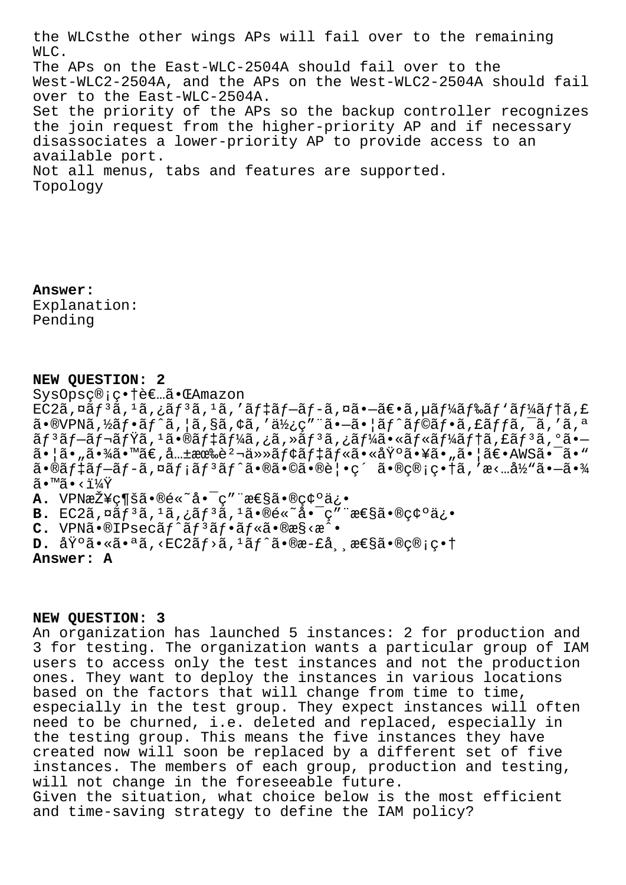the WLCsthe other wings APs will fail over to the remaining WLC.
The APs on the East-WLC-2504A should fail over to the West-WLC2-2504A, and the APs on the West-WLC2-2504A should fail over to the East-WLC-2504A.
Set the priority of the APs so the backup controller recognizes the join request from the higher-priority AP and if necessary disassociates a lower-priority AP to provide access to an available port.
Not all menus, tabs and features are supported.
Topology

**Answer:**
Explanation:
Pending

**NEW QUESTION: 2**
SysOpsç®¡ç•†è€…ã•ŒAmazon EC2ã,¤ãƒ³ã,¹ã,¿ãƒ³ã,¹ã,'ãƒ‡ãƒ—ãƒ­ã,¤ã•—ã€•ã,µãƒ¼ãƒ‰ãƒ'ãƒ¼ãƒ†ã,£ã•®VPNã,½ãƒ•ãƒˆã,¦ã,§ã,¢ã,'ä½¿ç"¨ã•—ã•¦ãƒˆãƒ©ãƒ•ã,£ãƒƒã,¯ã,'ã,ªãƒ³ãƒ—ãƒ¬ãƒŸã,¹ã•®ãƒ‡ãƒ¼ã,¿ã,»ãƒ³ã,¿ãƒ¼ã•«ãƒ«ãƒ¼ãƒ†ã,£ãƒ³ã,°ã•—ã•¦ã•"ã•¾ã•™ã€,å…±æœ‰è²¬ä»»ãƒ¢ãƒ‡ãƒ«ã•«åŸºã•¥ã•"ã•¦ã€•AWSã•¯ã•"ã•®ãƒ‡ãƒ—ãƒ­ã,¤ãƒ¡ãƒ³ãƒˆã•®ã•©ã•®è¦•ç´ ã•®ç®¡ç•†ã,'æ‹…å½"ã•—ã•¾ã•™ã•‹ï¼Ÿ
**A.** VPNæŽ¥ç¶šã•®é«˜å•¯ç"¨æ€§ã•®ç¢ºä¿•
**B.** EC2ã,¤ãƒ³ã,¹ã,¿ãƒ³ã,¹ã•®é«˜å•¯ç"¨æ€§ã•®ç¢ºä¿•
**C.** VPNã•®IPsecãƒˆãƒ³ãƒ•ãƒ«ã•®æ§‹æˆ•
**D.** åŸºã•«ã•ªã,‹EC2ãƒ›ã,¹ãƒˆã•®æ­£å¸¸æ€§ã•®ç®¡ç•†
**Answer: A**

**NEW QUESTION: 3**
An organization has launched 5 instances: 2 for production and 3 for testing. The organization wants a particular group of IAM users to access only the test instances and not the production ones. They want to deploy the instances in various locations based on the factors that will change from time to time, especially in the test group. They expect instances will often need to be churned, i.e. deleted and replaced, especially in the testing group. This means the five instances they have created now will soon be replaced by a different set of five instances. The members of each group, production and testing, will not change in the foreseeable future.
Given the situation, what choice below is the most efficient and time-saving strategy to define the IAM policy?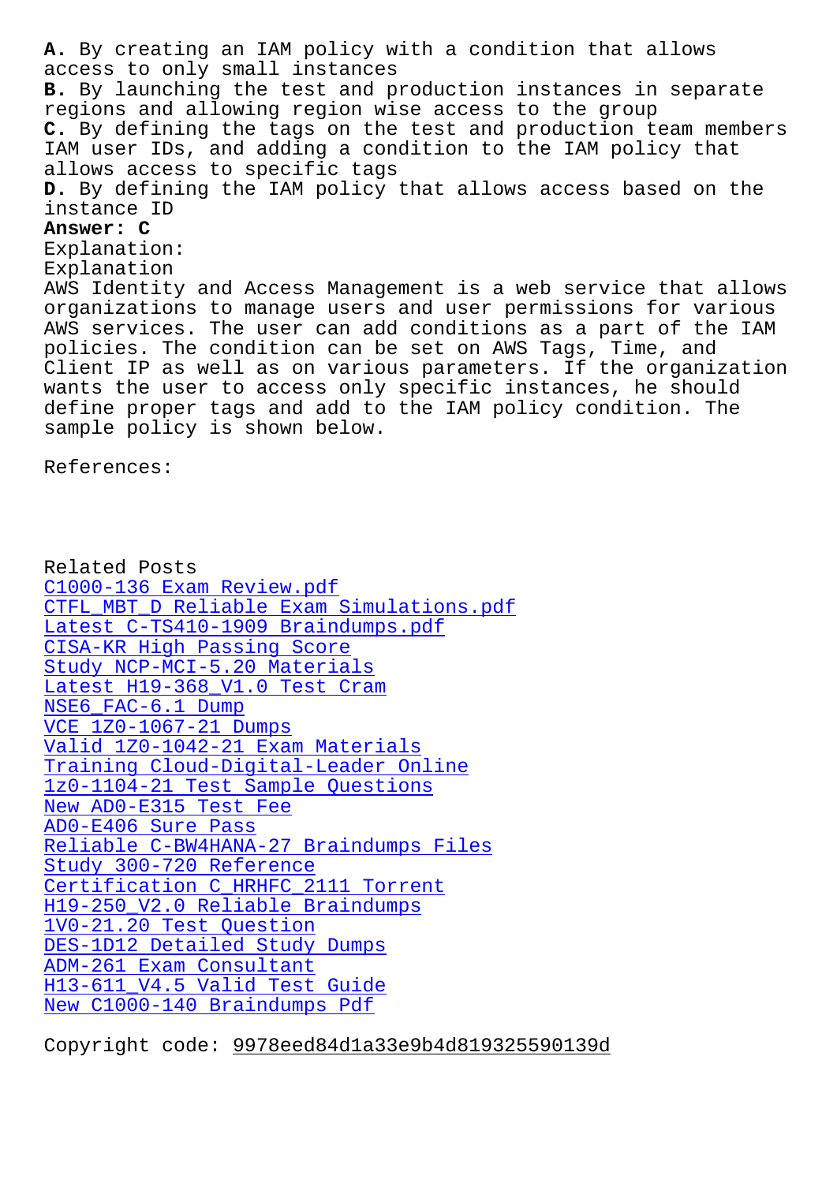**A.** By creating an IAM policy with a condition that allows access to only small instances
**B.** By launching the test and production instances in separate regions and allowing region wise access to the group
**C.** By defining the tags on the test and production team members IAM user IDs, and adding a condition to the IAM policy that allows access to specific tags
**D.** By defining the IAM policy that allows access based on the instance ID
**Answer: C**
Explanation:
Explanation
AWS Identity and Access Management is a web service that allows organizations to manage users and user permissions for various AWS services. The user can add conditions as a part of the IAM policies. The condition can be set on AWS Tags, Time, and Client IP as well as on various parameters. If the organization wants the user to access only specific instances, he should define proper tags and add to the IAM policy condition. The sample policy is shown below.

References:

Related Posts
C1000-136 Exam Review.pdf
CTFL_MBT_D Reliable Exam Simulations.pdf
Latest C-TS410-1909 Braindumps.pdf
CISA-KR High Passing Score
Study NCP-MCI-5.20 Materials
Latest H19-368_V1.0 Test Cram
NSE6_FAC-6.1 Dump
VCE 1Z0-1067-21 Dumps
Valid 1Z0-1042-21 Exam Materials
Training Cloud-Digital-Leader Online
1z0-1104-21 Test Sample Questions
New AD0-E315 Test Fee
AD0-E406 Sure Pass
Reliable C-BW4HANA-27 Braindumps Files
Study 300-720 Reference
Certification C_HRHFC_2111 Torrent
H19-250_V2.0 Reliable Braindumps
1V0-21.20 Test Question
DES-1D12 Detailed Study Dumps
ADM-261 Exam Consultant
H13-611_V4.5 Valid Test Guide
New C1000-140 Braindumps Pdf

Copyright code: 9978eed84d1a33e9b4d819325590139d